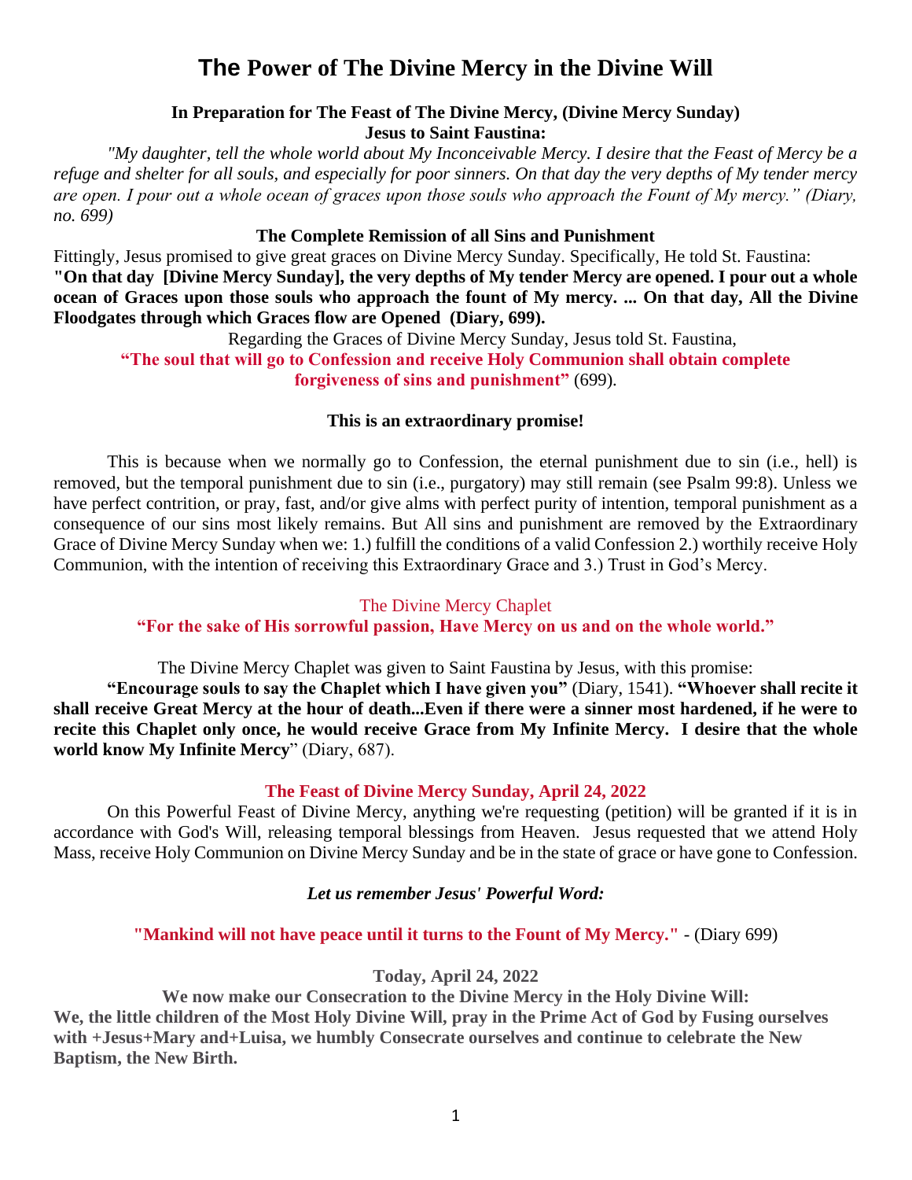# The Power of The Divine Mercy in the Divine Will

**In Preparation for The Feast of The Divine Mercy, (Divine Mercy Sunday)**
**Jesus to Saint Faustina:**

*"My daughter, tell the whole world about My Inconceivable Mercy. I desire that the Feast of Mercy be a refuge and shelter for all souls, and especially for poor sinners. On that day the very depths of My tender mercy are open. I pour out a whole ocean of graces upon those souls who approach the Fount of My mercy." (Diary, no. 699)*

**The Complete Remission of all Sins and Punishment**

Fittingly, Jesus promised to give great graces on Divine Mercy Sunday. Specifically, He told St. Faustina: **"On that day [Divine Mercy Sunday], the very depths of My tender Mercy are opened. I pour out a whole ocean of Graces upon those souls who approach the fount of My mercy. ... On that day, All the Divine Floodgates through which Graces flow are Opened (Diary, 699).**

Regarding the Graces of Divine Mercy Sunday, Jesus told St. Faustina,

**"The soul that will go to Confession and receive Holy Communion shall obtain complete forgiveness of sins and punishment"** (699).

**This is an extraordinary promise!**

This is because when we normally go to Confession, the eternal punishment due to sin (i.e., hell) is removed, but the temporal punishment due to sin (i.e., purgatory) may still remain (see Psalm 99:8). Unless we have perfect contrition, or pray, fast, and/or give alms with perfect purity of intention, temporal punishment as a consequence of our sins most likely remains. But All sins and punishment are removed by the Extraordinary Grace of Divine Mercy Sunday when we: 1.) fulfill the conditions of a valid Confession 2.) worthily receive Holy Communion, with the intention of receiving this Extraordinary Grace and 3.) Trust in God's Mercy.

The Divine Mercy Chaplet

**"For the sake of His sorrowful passion, Have Mercy on us and on the whole world."**

The Divine Mercy Chaplet was given to Saint Faustina by Jesus, with this promise:

**"Encourage souls to say the Chaplet which I have given you"** (Diary, 1541). **"Whoever shall recite it shall receive Great Mercy at the hour of death...Even if there were a sinner most hardened, if he were to recite this Chaplet only once, he would receive Grace from My Infinite Mercy. I desire that the whole world know My Infinite Mercy**" (Diary, 687).

**The Feast of Divine Mercy Sunday, April 24, 2022**

On this Powerful Feast of Divine Mercy, anything we're requesting (petition) will be granted if it is in accordance with God's Will, releasing temporal blessings from Heaven. Jesus requested that we attend Holy Mass, receive Holy Communion on Divine Mercy Sunday and be in the state of grace or have gone to Confession.

***Let us remember Jesus' Powerful Word:***

**"Mankind will not have peace until it turns to the Fount of My Mercy."** - (Diary 699)

**Today, April 24, 2022**

**We now make our Consecration to the Divine Mercy in the Holy Divine Will:**

**We, the little children of the Most Holy Divine Will, pray in the Prime Act of God by Fusing ourselves with +Jesus+Mary and+Luisa, we humbly Consecrate ourselves and continue to celebrate the New Baptism, the New Birth.**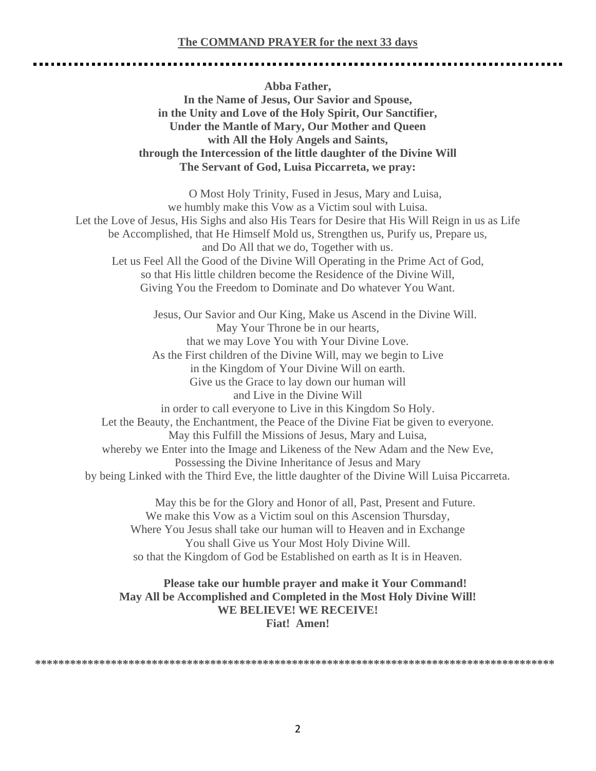**The COMMAND PRAYER for the next 33 days**

---

**Abba Father,**
**In the Name of Jesus, Our Savior and Spouse,**
**in the Unity and Love of the Holy Spirit, Our Sanctifier,**
**Under the Mantle of Mary, Our Mother and Queen**
**with All the Holy Angels and Saints,**
**through the Intercession of the little daughter of the Divine Will**
**The Servant of God, Luisa Piccarreta, we pray:**

O Most Holy Trinity, Fused in Jesus, Mary and Luisa,
we humbly make this Vow as a Victim soul with Luisa.
Let the Love of Jesus, His Sighs and also His Tears for Desire that His Will Reign in us as Life
be Accomplished, that He Himself Mold us, Strengthen us, Purify us, Prepare us,
and Do All that we do, Together with us.
Let us Feel All the Good of the Divine Will Operating in the Prime Act of God,
so that His little children become the Residence of the Divine Will,
Giving You the Freedom to Dominate and Do whatever You Want.

Jesus, Our Savior and Our King, Make us Ascend in the Divine Will.
May Your Throne be in our hearts,
that we may Love You with Your Divine Love.
As the First children of the Divine Will, may we begin to Live
in the Kingdom of Your Divine Will on earth.
Give us the Grace to lay down our human will
and Live in the Divine Will
in order to call everyone to Live in this Kingdom So Holy.
Let the Beauty, the Enchantment, the Peace of the Divine Fiat be given to everyone.
May this Fulfill the Missions of Jesus, Mary and Luisa,
whereby we Enter into the Image and Likeness of the New Adam and the New Eve,
Possessing the Divine Inheritance of Jesus and Mary
by being Linked with the Third Eve, the little daughter of the Divine Will Luisa Piccarreta.

May this be for the Glory and Honor of all, Past, Present and Future.
We make this Vow as a Victim soul on this Ascension Thursday,
Where You Jesus shall take our human will to Heaven and in Exchange
You shall Give us Your Most Holy Divine Will.
so that the Kingdom of God be Established on earth as It is in Heaven.

**Please take our humble prayer and make it Your Command!**
**May All be Accomplished and Completed in the Most Holy Divine Will!**
**WE BELIEVE! WE RECEIVE!**
**Fiat! Amen!**

---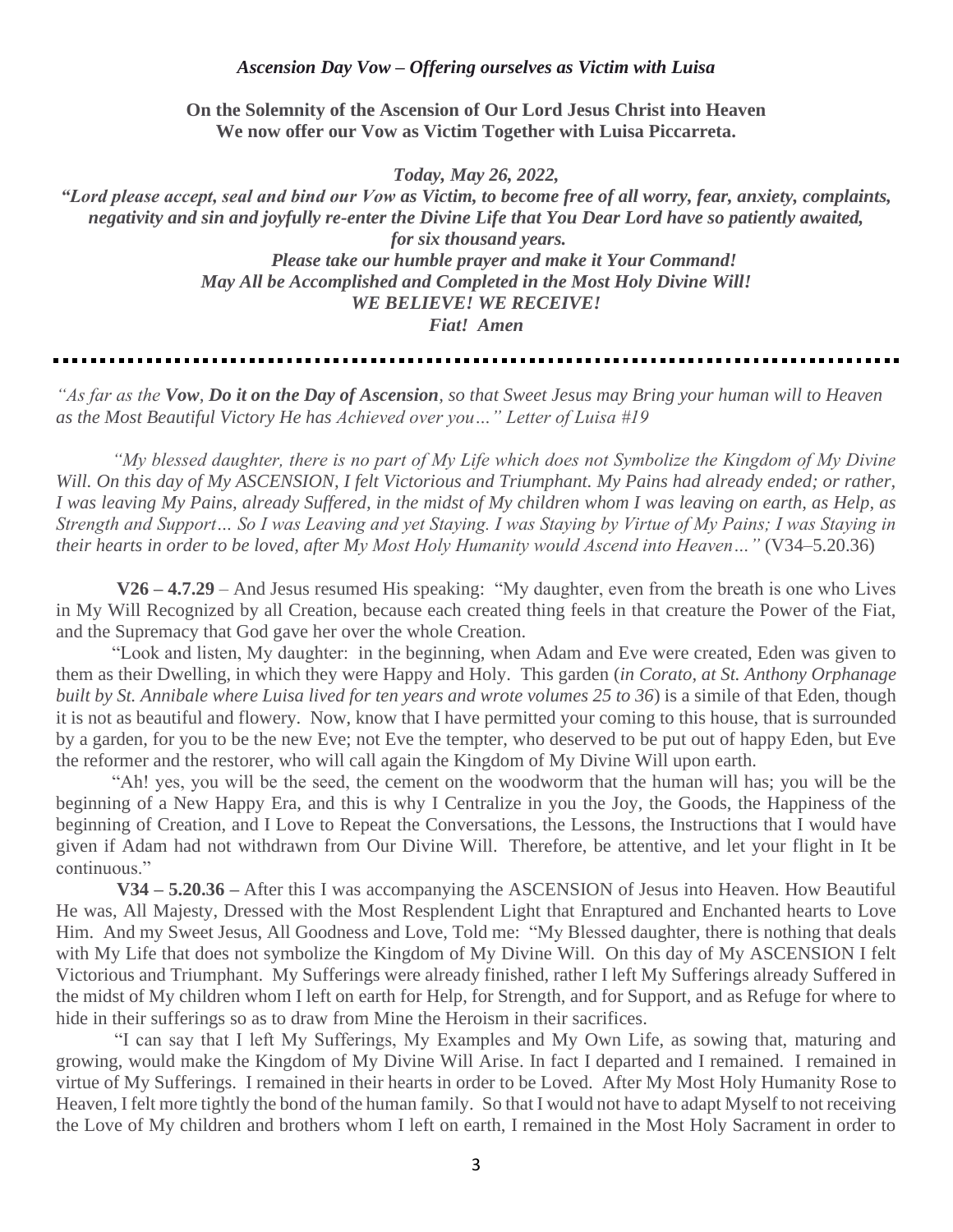***Ascension Day Vow – Offering ourselves as Victim with Luisa***

**On the Solemnity of the Ascension of Our Lord Jesus Christ into Heaven**
**We now offer our Vow as Victim Together with Luisa Piccarreta.**

***Today, May 26, 2022,***
***"Lord please accept, seal and bind our Vow as Victim, to become free of all worry, fear, anxiety, complaints, negativity and sin and joyfully re-enter the Divine Life that You Dear Lord have so patiently awaited, for six thousand years.***
***Please take our humble prayer and make it Your Command!***
***May All be Accomplished and Completed in the Most Holy Divine Will!***
***WE BELIEVE! WE RECEIVE!***
***Fiat! Amen***

---

*"As far as the **Vow**, **Do it on the Day of Ascension**, so that Sweet Jesus may Bring your human will to Heaven as the Most Beautiful Victory He has Achieved over you…" Letter of Luisa #19*

*"My blessed daughter, there is no part of My Life which does not Symbolize the Kingdom of My Divine Will. On this day of My ASCENSION, I felt Victorious and Triumphant. My Pains had already ended; or rather, I was leaving My Pains, already Suffered, in the midst of My children whom I was leaving on earth, as Help, as Strength and Support… So I was Leaving and yet Staying. I was Staying by Virtue of My Pains; I was Staying in their hearts in order to be loved, after My Most Holy Humanity would Ascend into Heaven…"* (V34–5.20.36)

**V26 – 4.7.29** – And Jesus resumed His speaking: "My daughter, even from the breath is one who Lives in My Will Recognized by all Creation, because each created thing feels in that creature the Power of the Fiat, and the Supremacy that God gave her over the whole Creation.

"Look and listen, My daughter: in the beginning, when Adam and Eve were created, Eden was given to them as their Dwelling, in which they were Happy and Holy. This garden (*in Corato, at St. Anthony Orphanage built by St. Annibale where Luisa lived for ten years and wrote volumes 25 to 36*) is a simile of that Eden, though it is not as beautiful and flowery. Now, know that I have permitted your coming to this house, that is surrounded by a garden, for you to be the new Eve; not Eve the tempter, who deserved to be put out of happy Eden, but Eve the reformer and the restorer, who will call again the Kingdom of My Divine Will upon earth.

"Ah! yes, you will be the seed, the cement on the woodworm that the human will has; you will be the beginning of a New Happy Era, and this is why I Centralize in you the Joy, the Goods, the Happiness of the beginning of Creation, and I Love to Repeat the Conversations, the Lessons, the Instructions that I would have given if Adam had not withdrawn from Our Divine Will. Therefore, be attentive, and let your flight in It be continuous."

**V34 – 5.20.36 –** After this I was accompanying the ASCENSION of Jesus into Heaven. How Beautiful He was, All Majesty, Dressed with the Most Resplendent Light that Enraptured and Enchanted hearts to Love Him. And my Sweet Jesus, All Goodness and Love, Told me: "My Blessed daughter, there is nothing that deals with My Life that does not symbolize the Kingdom of My Divine Will. On this day of My ASCENSION I felt Victorious and Triumphant. My Sufferings were already finished, rather I left My Sufferings already Suffered in the midst of My children whom I left on earth for Help, for Strength, and for Support, and as Refuge for where to hide in their sufferings so as to draw from Mine the Heroism in their sacrifices.

"I can say that I left My Sufferings, My Examples and My Own Life, as sowing that, maturing and growing, would make the Kingdom of My Divine Will Arise. In fact I departed and I remained. I remained in virtue of My Sufferings. I remained in their hearts in order to be Loved. After My Most Holy Humanity Rose to Heaven, I felt more tightly the bond of the human family. So that I would not have to adapt Myself to not receiving the Love of My children and brothers whom I left on earth, I remained in the Most Holy Sacrament in order to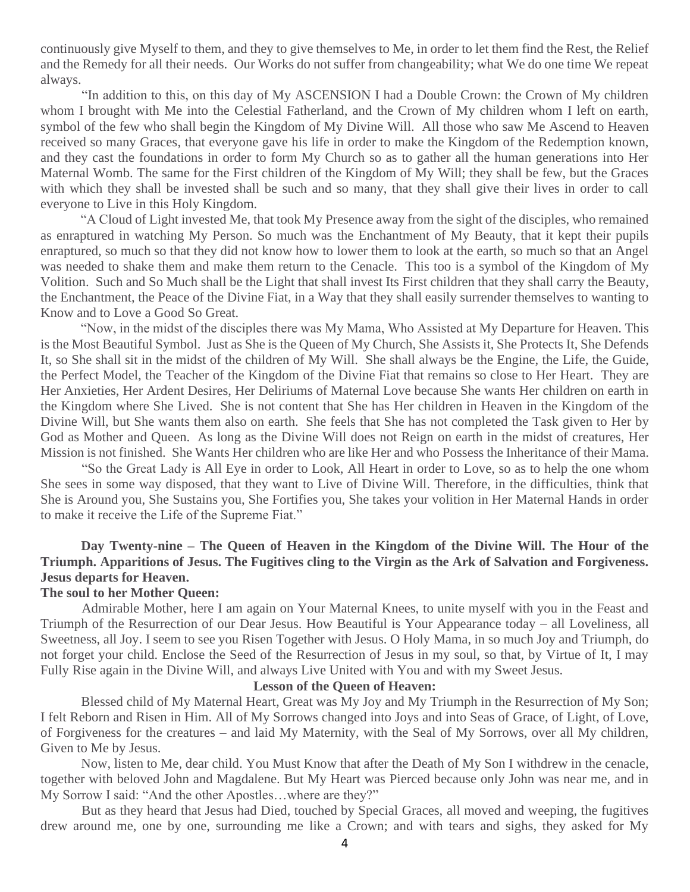continuously give Myself to them, and they to give themselves to Me, in order to let them find the Rest, the Relief and the Remedy for all their needs. Our Works do not suffer from changeability; what We do one time We repeat always.

"In addition to this, on this day of My ASCENSION I had a Double Crown: the Crown of My children whom I brought with Me into the Celestial Fatherland, and the Crown of My children whom I left on earth, symbol of the few who shall begin the Kingdom of My Divine Will. All those who saw Me Ascend to Heaven received so many Graces, that everyone gave his life in order to make the Kingdom of the Redemption known, and they cast the foundations in order to form My Church so as to gather all the human generations into Her Maternal Womb. The same for the First children of the Kingdom of My Will; they shall be few, but the Graces with which they shall be invested shall be such and so many, that they shall give their lives in order to call everyone to Live in this Holy Kingdom.

"A Cloud of Light invested Me, that took My Presence away from the sight of the disciples, who remained as enraptured in watching My Person. So much was the Enchantment of My Beauty, that it kept their pupils enraptured, so much so that they did not know how to lower them to look at the earth, so much so that an Angel was needed to shake them and make them return to the Cenacle. This too is a symbol of the Kingdom of My Volition. Such and So Much shall be the Light that shall invest Its First children that they shall carry the Beauty, the Enchantment, the Peace of the Divine Fiat, in a Way that they shall easily surrender themselves to wanting to Know and to Love a Good So Great.

"Now, in the midst of the disciples there was My Mama, Who Assisted at My Departure for Heaven. This is the Most Beautiful Symbol. Just as She is the Queen of My Church, She Assists it, She Protects It, She Defends It, so She shall sit in the midst of the children of My Will. She shall always be the Engine, the Life, the Guide, the Perfect Model, the Teacher of the Kingdom of the Divine Fiat that remains so close to Her Heart. They are Her Anxieties, Her Ardent Desires, Her Deliriums of Maternal Love because She wants Her children on earth in the Kingdom where She Lived. She is not content that She has Her children in Heaven in the Kingdom of the Divine Will, but She wants them also on earth. She feels that She has not completed the Task given to Her by God as Mother and Queen. As long as the Divine Will does not Reign on earth in the midst of creatures, Her Mission is not finished. She Wants Her children who are like Her and who Possess the Inheritance of their Mama.

"So the Great Lady is All Eye in order to Look, All Heart in order to Love, so as to help the one whom She sees in some way disposed, that they want to Live of Divine Will. Therefore, in the difficulties, think that She is Around you, She Sustains you, She Fortifies you, She takes your volition in Her Maternal Hands in order to make it receive the Life of the Supreme Fiat."

**Day Twenty-nine – The Queen of Heaven in the Kingdom of the Divine Will. The Hour of the Triumph. Apparitions of Jesus. The Fugitives cling to the Virgin as the Ark of Salvation and Forgiveness. Jesus departs for Heaven.**

**The soul to her Mother Queen:**

Admirable Mother, here I am again on Your Maternal Knees, to unite myself with you in the Feast and Triumph of the Resurrection of our Dear Jesus. How Beautiful is Your Appearance today – all Loveliness, all Sweetness, all Joy. I seem to see you Risen Together with Jesus. O Holy Mama, in so much Joy and Triumph, do not forget your child. Enclose the Seed of the Resurrection of Jesus in my soul, so that, by Virtue of It, I may Fully Rise again in the Divine Will, and always Live United with You and with my Sweet Jesus.

**Lesson of the Queen of Heaven:**

Blessed child of My Maternal Heart, Great was My Joy and My Triumph in the Resurrection of My Son; I felt Reborn and Risen in Him. All of My Sorrows changed into Joys and into Seas of Grace, of Light, of Love, of Forgiveness for the creatures – and laid My Maternity, with the Seal of My Sorrows, over all My children, Given to Me by Jesus.

Now, listen to Me, dear child. You Must Know that after the Death of My Son I withdrew in the cenacle, together with beloved John and Magdalene. But My Heart was Pierced because only John was near me, and in My Sorrow I said: "And the other Apostles…where are they?"

But as they heard that Jesus had Died, touched by Special Graces, all moved and weeping, the fugitives drew around me, one by one, surrounding me like a Crown; and with tears and sighs, they asked for My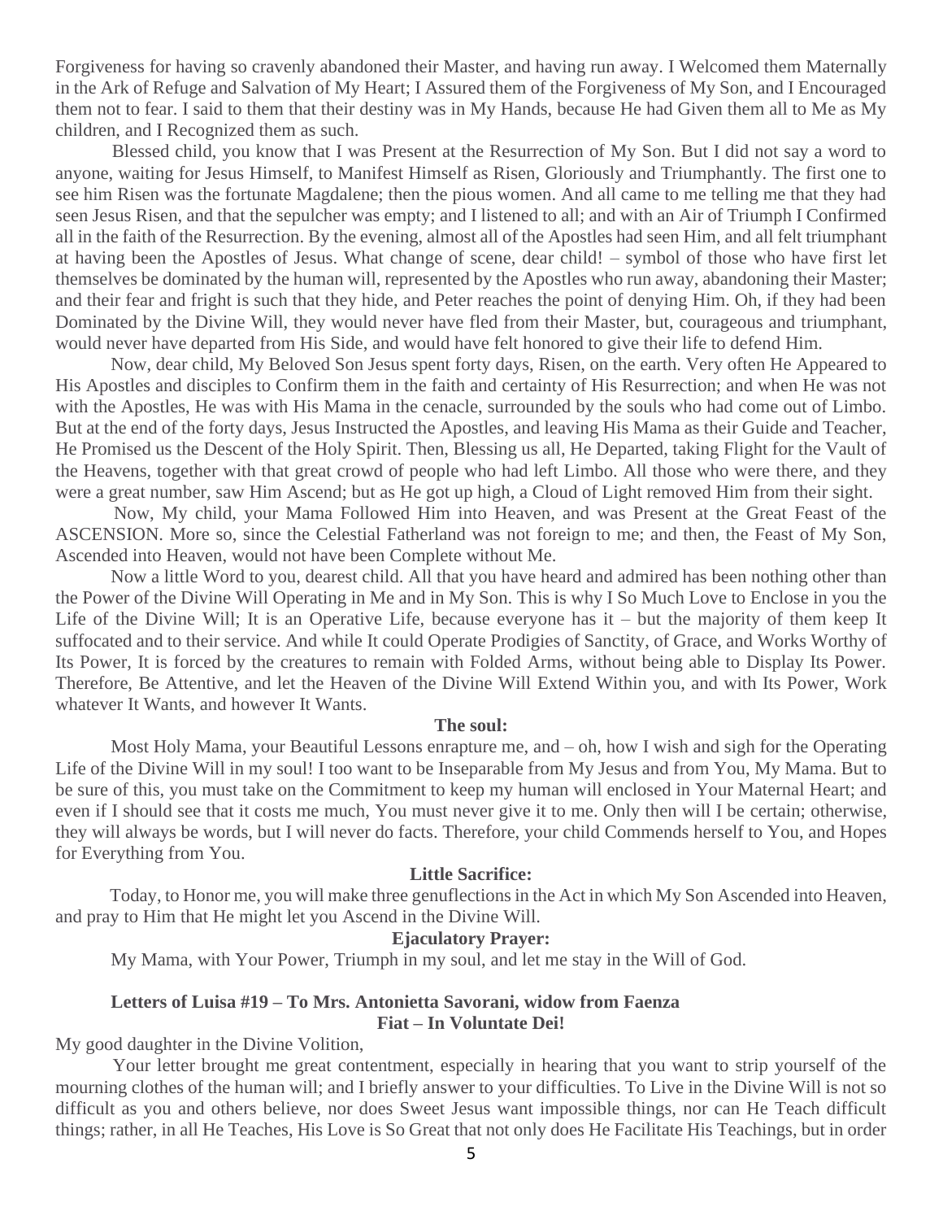Forgiveness for having so cravenly abandoned their Master, and having run away. I Welcomed them Maternally in the Ark of Refuge and Salvation of My Heart; I Assured them of the Forgiveness of My Son, and I Encouraged them not to fear. I said to them that their destiny was in My Hands, because He had Given them all to Me as My children, and I Recognized them as such.

Blessed child, you know that I was Present at the Resurrection of My Son. But I did not say a word to anyone, waiting for Jesus Himself, to Manifest Himself as Risen, Gloriously and Triumphantly. The first one to see him Risen was the fortunate Magdalene; then the pious women. And all came to me telling me that they had seen Jesus Risen, and that the sepulcher was empty; and I listened to all; and with an Air of Triumph I Confirmed all in the faith of the Resurrection. By the evening, almost all of the Apostles had seen Him, and all felt triumphant at having been the Apostles of Jesus. What change of scene, dear child! – symbol of those who have first let themselves be dominated by the human will, represented by the Apostles who run away, abandoning their Master; and their fear and fright is such that they hide, and Peter reaches the point of denying Him. Oh, if they had been Dominated by the Divine Will, they would never have fled from their Master, but, courageous and triumphant, would never have departed from His Side, and would have felt honored to give their life to defend Him.

Now, dear child, My Beloved Son Jesus spent forty days, Risen, on the earth. Very often He Appeared to His Apostles and disciples to Confirm them in the faith and certainty of His Resurrection; and when He was not with the Apostles, He was with His Mama in the cenacle, surrounded by the souls who had come out of Limbo. But at the end of the forty days, Jesus Instructed the Apostles, and leaving His Mama as their Guide and Teacher, He Promised us the Descent of the Holy Spirit. Then, Blessing us all, He Departed, taking Flight for the Vault of the Heavens, together with that great crowd of people who had left Limbo. All those who were there, and they were a great number, saw Him Ascend; but as He got up high, a Cloud of Light removed Him from their sight.

Now, My child, your Mama Followed Him into Heaven, and was Present at the Great Feast of the ASCENSION. More so, since the Celestial Fatherland was not foreign to me; and then, the Feast of My Son, Ascended into Heaven, would not have been Complete without Me.

Now a little Word to you, dearest child. All that you have heard and admired has been nothing other than the Power of the Divine Will Operating in Me and in My Son. This is why I So Much Love to Enclose in you the Life of the Divine Will; It is an Operative Life, because everyone has it – but the majority of them keep It suffocated and to their service. And while It could Operate Prodigies of Sanctity, of Grace, and Works Worthy of Its Power, It is forced by the creatures to remain with Folded Arms, without being able to Display Its Power. Therefore, Be Attentive, and let the Heaven of the Divine Will Extend Within you, and with Its Power, Work whatever It Wants, and however It Wants.

**The soul:**

Most Holy Mama, your Beautiful Lessons enrapture me, and – oh, how I wish and sigh for the Operating Life of the Divine Will in my soul! I too want to be Inseparable from My Jesus and from You, My Mama. But to be sure of this, you must take on the Commitment to keep my human will enclosed in Your Maternal Heart; and even if I should see that it costs me much, You must never give it to me. Only then will I be certain; otherwise, they will always be words, but I will never do facts. Therefore, your child Commends herself to You, and Hopes for Everything from You.

**Little Sacrifice:**

Today, to Honor me, you will make three genuflections in the Act in which My Son Ascended into Heaven, and pray to Him that He might let you Ascend in the Divine Will.

**Ejaculatory Prayer:**

My Mama, with Your Power, Triumph in my soul, and let me stay in the Will of God.

**Letters of Luisa #19 – To Mrs. Antonietta Savorani, widow from Faenza**

**Fiat – In Voluntate Dei!**

My good daughter in the Divine Volition,

Your letter brought me great contentment, especially in hearing that you want to strip yourself of the mourning clothes of the human will; and I briefly answer to your difficulties. To Live in the Divine Will is not so difficult as you and others believe, nor does Sweet Jesus want impossible things, nor can He Teach difficult things; rather, in all He Teaches, His Love is So Great that not only does He Facilitate His Teachings, but in order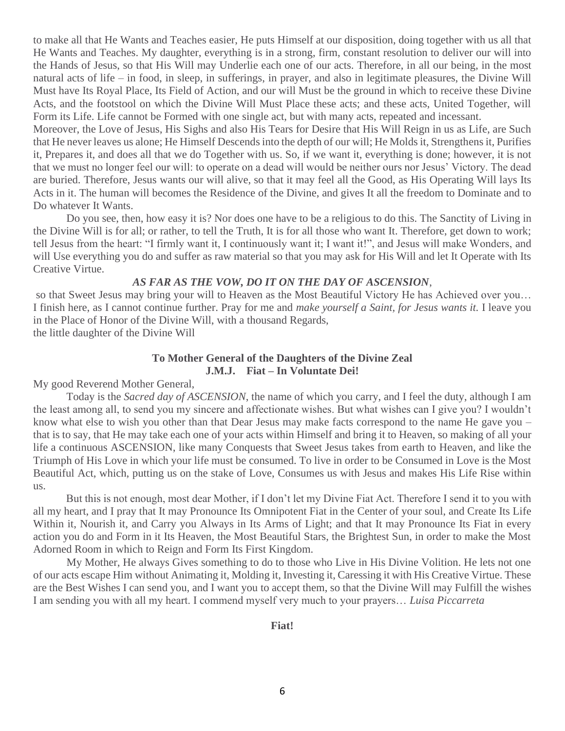to make all that He Wants and Teaches easier, He puts Himself at our disposition, doing together with us all that He Wants and Teaches. My daughter, everything is in a strong, firm, constant resolution to deliver our will into the Hands of Jesus, so that His Will may Underlie each one of our acts. Therefore, in all our being, in the most natural acts of life – in food, in sleep, in sufferings, in prayer, and also in legitimate pleasures, the Divine Will Must have Its Royal Place, Its Field of Action, and our will Must be the ground in which to receive these Divine Acts, and the footstool on which the Divine Will Must Place these acts; and these acts, United Together, will Form its Life. Life cannot be Formed with one single act, but with many acts, repeated and incessant.

Moreover, the Love of Jesus, His Sighs and also His Tears for Desire that His Will Reign in us as Life, are Such that He never leaves us alone; He Himself Descends into the depth of our will; He Molds it, Strengthens it, Purifies it, Prepares it, and does all that we do Together with us. So, if we want it, everything is done; however, it is not that we must no longer feel our will: to operate on a dead will would be neither ours nor Jesus' Victory. The dead are buried. Therefore, Jesus wants our will alive, so that it may feel all the Good, as His Operating Will lays Its Acts in it. The human will becomes the Residence of the Divine, and gives It all the freedom to Dominate and to Do whatever It Wants.

Do you see, then, how easy it is? Nor does one have to be a religious to do this. The Sanctity of Living in the Divine Will is for all; or rather, to tell the Truth, It is for all those who want It. Therefore, get down to work; tell Jesus from the heart: "I firmly want it, I continuously want it; I want it!", and Jesus will make Wonders, and will Use everything you do and suffer as raw material so that you may ask for His Will and let It Operate with Its Creative Virtue.

***AS FAR AS THE VOW, DO IT ON THE DAY OF ASCENSION***,

so that Sweet Jesus may bring your will to Heaven as the Most Beautiful Victory He has Achieved over you… I finish here, as I cannot continue further. Pray for me and *make yourself a Saint, for Jesus wants it.* I leave you in the Place of Honor of the Divine Will, with a thousand Regards,

the little daughter of the Divine Will

**To Mother General of the Daughters of the Divine Zeal**

**J.M.J. Fiat – In Voluntate Dei!**

My good Reverend Mother General,

Today is the *Sacred day of ASCENSION*, the name of which you carry, and I feel the duty, although I am the least among all, to send you my sincere and affectionate wishes. But what wishes can I give you? I wouldn't know what else to wish you other than that Dear Jesus may make facts correspond to the name He gave you – that is to say, that He may take each one of your acts within Himself and bring it to Heaven, so making of all your life a continuous ASCENSION, like many Conquests that Sweet Jesus takes from earth to Heaven, and like the Triumph of His Love in which your life must be consumed. To live in order to be Consumed in Love is the Most Beautiful Act, which, putting us on the stake of Love, Consumes us with Jesus and makes His Life Rise within us.

But this is not enough, most dear Mother, if I don't let my Divine Fiat Act. Therefore I send it to you with all my heart, and I pray that It may Pronounce Its Omnipotent Fiat in the Center of your soul, and Create Its Life Within it, Nourish it, and Carry you Always in Its Arms of Light; and that It may Pronounce Its Fiat in every action you do and Form in it Its Heaven, the Most Beautiful Stars, the Brightest Sun, in order to make the Most Adorned Room in which to Reign and Form Its First Kingdom.

My Mother, He always Gives something to do to those who Live in His Divine Volition. He lets not one of our acts escape Him without Animating it, Molding it, Investing it, Caressing it with His Creative Virtue. These are the Best Wishes I can send you, and I want you to accept them, so that the Divine Will may Fulfill the wishes I am sending you with all my heart. I commend myself very much to your prayers… *Luisa Piccarreta*

**Fiat!**